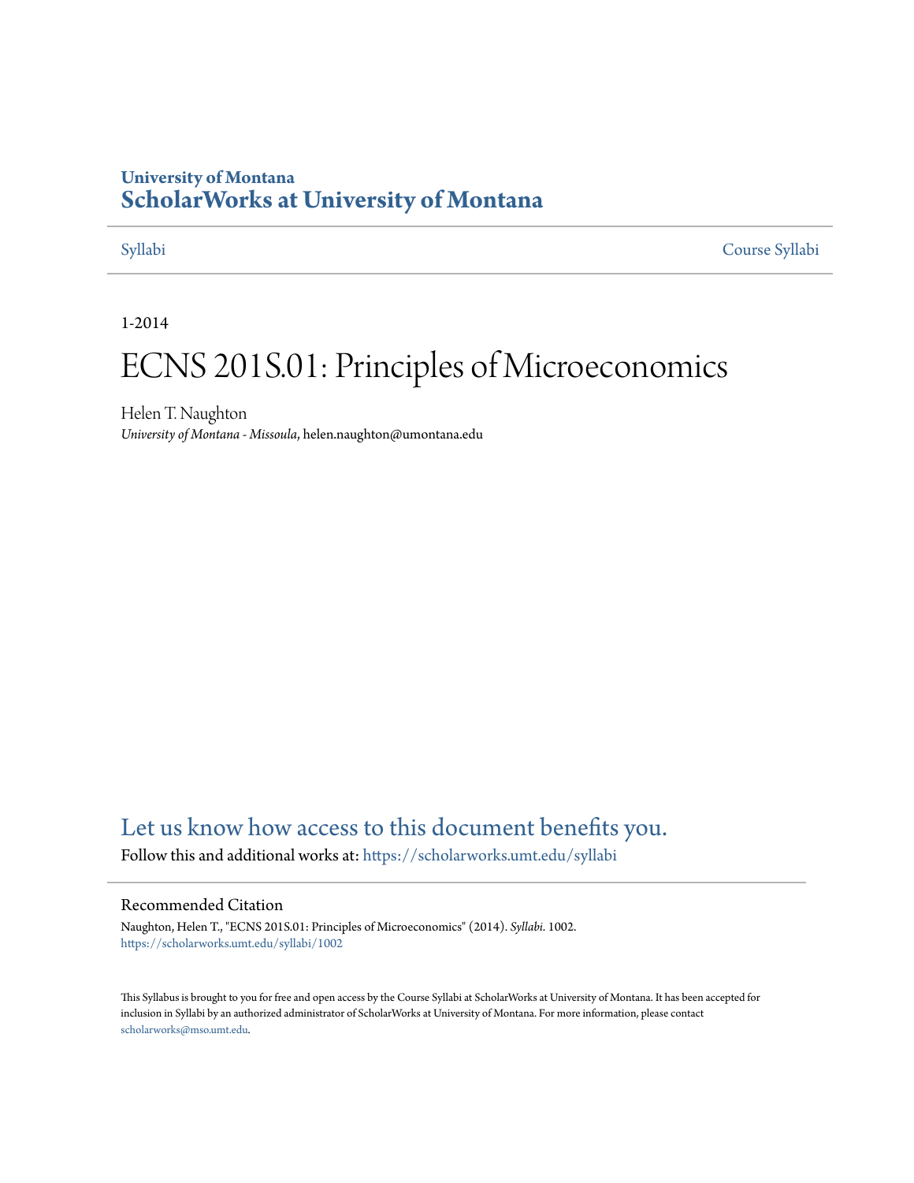University of Montana

# ScholarWorks at University of Montana

Syllabi Course Syllabi

1-2014

# ECNS 201S.01: Principles of Microeconomics

Helen T. Naughton

*University of Montana - Missoula*, helen.naughton@umontana.edu

## Let us know how access to this document benefits you.

Follow this and additional works at: https://scholarworks.umt.edu/syllabi

### Recommended Citation

Naughton, Helen T., "ECNS 201S.01: Principles of Microeconomics" (2014). *Syllabi*. 1002.
https://scholarworks.umt.edu/syllabi/1002

This Syllabus is brought to you for free and open access by the Course Syllabi at ScholarWorks at University of Montana. It has been accepted for inclusion in Syllabi by an authorized administrator of ScholarWorks at University of Montana. For more information, please contact scholarworks@mso.umt.edu.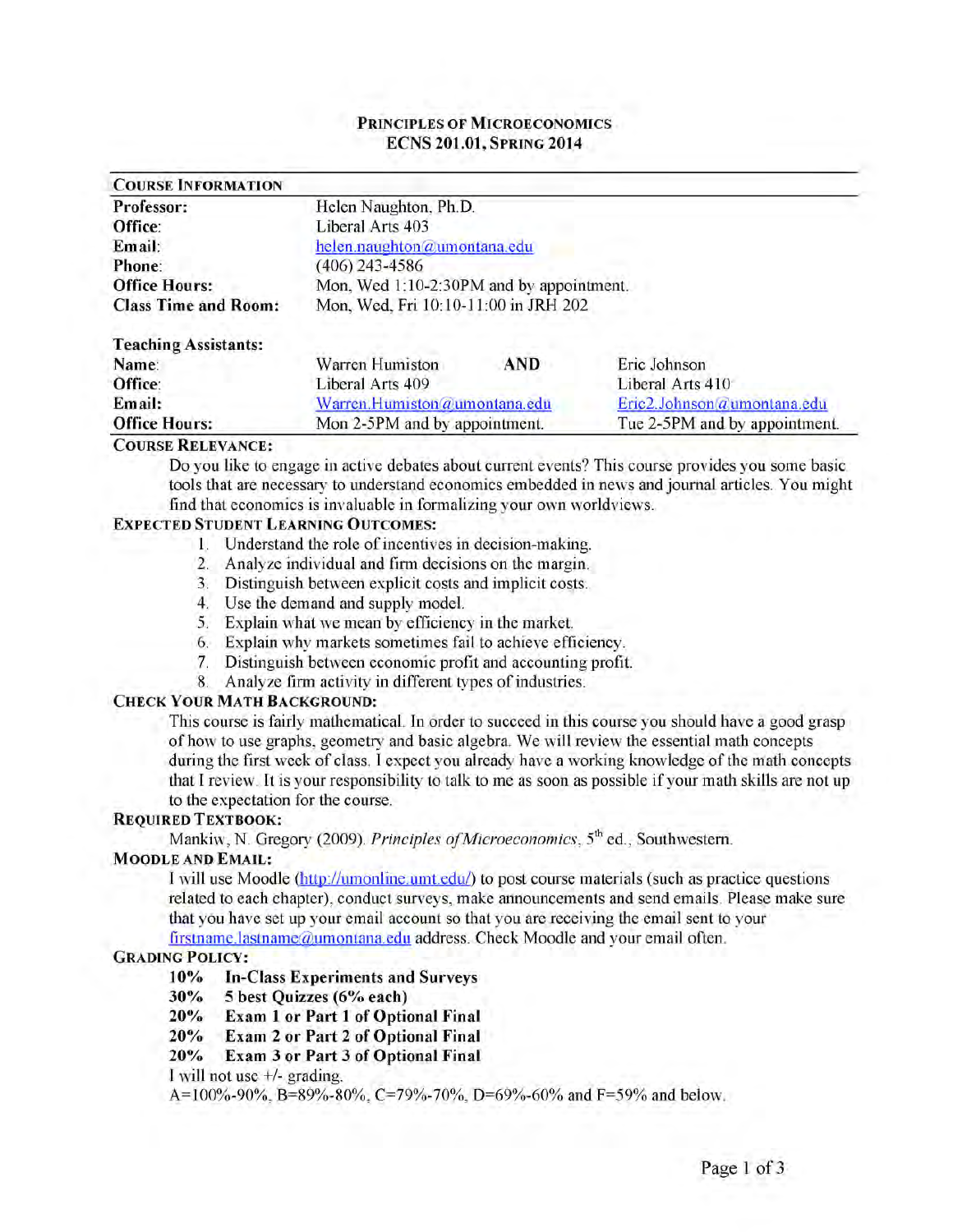# PRINCIPLES OF MICROECONOMICS
## ECNS 201.01, SPRING 2014

| COURSE INFORMATION | | |
|---|---|---|
| **Professor:** | Helen Naughton, Ph.D. | |
| **Office:** | Liberal Arts 403 | |
| **Email:** | helen.naughton@umontana.edu | |
| **Phone:** | (406) 243-4586 | |
| **Office Hours:** | Mon, Wed 1:10-2:30PM and by appointment. | |
| **Class Time and Room:** | Mon, Wed, Fri 10:10-11:00 in JRH 202 | |
| **Teaching Assistants:** | | |
| **Name:** | Warren Humiston **AND** | Eric Johnson |
| **Office:** | Liberal Arts 409 | Liberal Arts 410 |
| **Email:** | Warren.Humiston@umontana.edu | Eric2.Johnson@umontana.edu |
| **Office Hours:** | Mon 2-5PM and by appointment. | Tue 2-5PM and by appointment. |

**COURSE RELEVANCE:**

Do you like to engage in active debates about current events? This course provides you some basic tools that are necessary to understand economics embedded in news and journal articles. You might find that economics is invaluable in formalizing your own worldviews.

**EXPECTED STUDENT LEARNING OUTCOMES:**

1. Understand the role of incentives in decision-making.
2. Analyze individual and firm decisions on the margin.
3. Distinguish between explicit costs and implicit costs.
4. Use the demand and supply model.
5. Explain what we mean by efficiency in the market.
6. Explain why markets sometimes fail to achieve efficiency.
7. Distinguish between economic profit and accounting profit.
8. Analyze firm activity in different types of industries.

**CHECK YOUR MATH BACKGROUND:**

This course is fairly mathematical. In order to succeed in this course you should have a good grasp of how to use graphs, geometry and basic algebra. We will review the essential math concepts during the first week of class. I expect you already have a working knowledge of the math concepts that I review. It is your responsibility to talk to me as soon as possible if your math skills are not up to the expectation for the course.

**REQUIRED TEXTBOOK:**

Mankiw, N. Gregory (2009). *Principles of Microeconomics*, 5th ed., Southwestern.

**MOODLE AND EMAIL:**

I will use Moodle (http://umonline.umt.edu/) to post course materials (such as practice questions related to each chapter), conduct surveys, make announcements and send emails. Please make sure that you have set up your email account so that you are receiving the email sent to your firstname.lastname@umontana.edu address. Check Moodle and your email often.

**GRADING POLICY:**

**10% In-Class Experiments and Surveys**
**30% 5 best Quizzes (6% each)**
**20% Exam 1 or Part 1 of Optional Final**
**20% Exam 2 or Part 2 of Optional Final**
**20% Exam 3 or Part 3 of Optional Final**

I will not use +/- grading.

A=100%-90%, B=89%-80%, C=79%-70%, D=69%-60% and F=59% and below.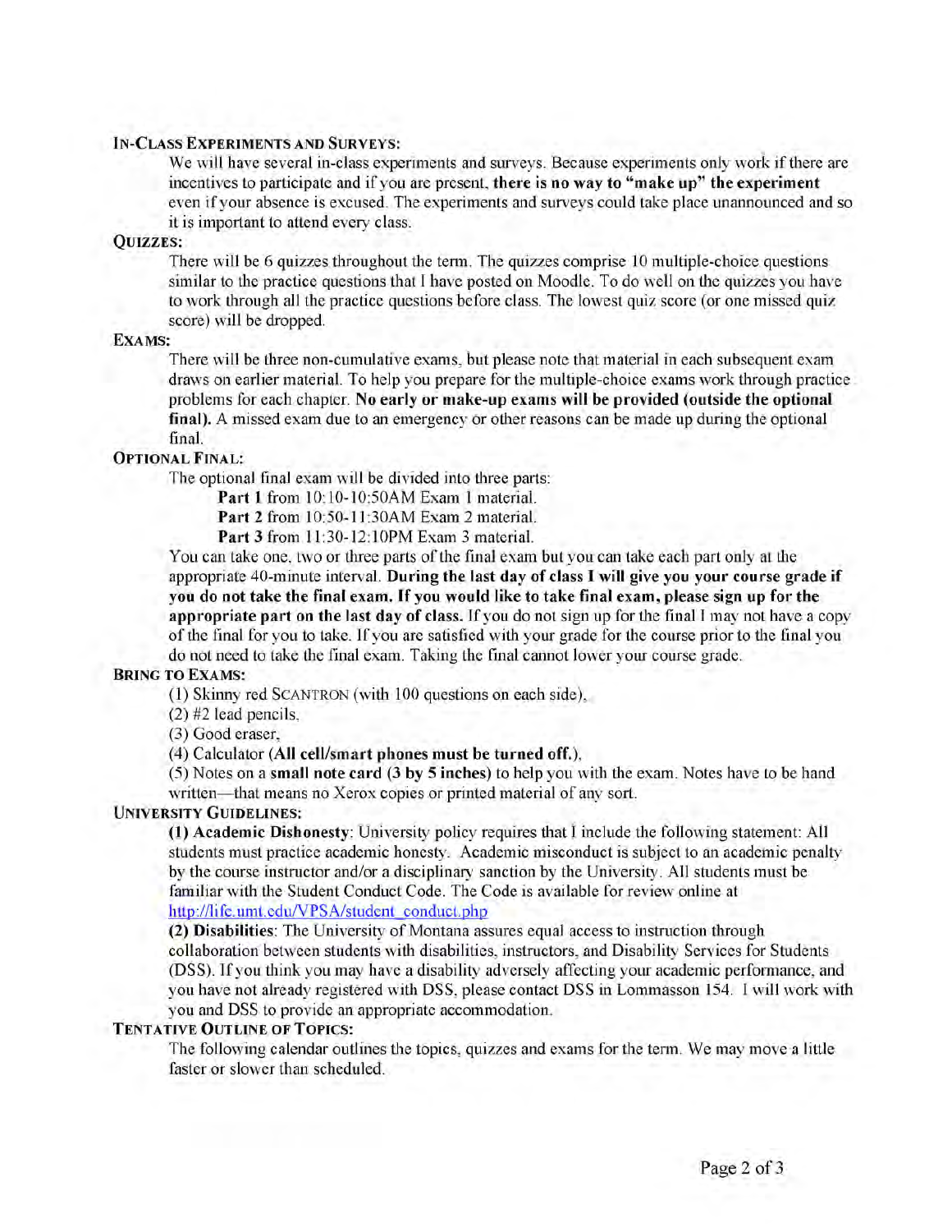### IN-CLASS EXPERIMENTS AND SURVEYS:

We will have several in-class experiments and surveys. Because experiments only work if there are incentives to participate and if you are present, **there is no way to "make up" the experiment** even if your absence is excused. The experiments and surveys could take place unannounced and so it is important to attend every class.

### QUIZZES:

There will be 6 quizzes throughout the term. The quizzes comprise 10 multiple-choice questions similar to the practice questions that I have posted on Moodle. To do well on the quizzes you have to work through all the practice questions before class. The lowest quiz score (or one missed quiz score) will be dropped.

### EXAMS:

There will be three non-cumulative exams, but please note that material in each subsequent exam draws on earlier material. To help you prepare for the multiple-choice exams work through practice problems for each chapter. **No early or make-up exams will be provided (outside the optional final).** A missed exam due to an emergency or other reasons can be made up during the optional final.

### OPTIONAL FINAL:

The optional final exam will be divided into three parts:

- **Part 1** from 10:10-10:50AM Exam 1 material.
- **Part 2** from 10:50-11:30AM Exam 2 material.
- **Part 3** from 11:30-12:10PM Exam 3 material.

You can take one, two or three parts of the final exam but you can take each part only at the appropriate 40-minute interval. **During the last day of class I will give you your course grade if you do not take the final exam. If you would like to take final exam, please sign up for the appropriate part on the last day of class.** If you do not sign up for the final I may not have a copy of the final for you to take. If you are satisfied with your grade for the course prior to the final you do not need to take the final exam. Taking the final cannot lower your course grade.

### BRING TO EXAMS:

(1) Skinny red SCANTRON (with 100 questions on each side),
(2) #2 lead pencils,
(3) Good eraser,
(4) Calculator (**All cell/smart phones must be turned off.**),
(5) Notes on a **small note card (3 by 5 inches)** to help you with the exam. Notes have to be hand written—that means no Xerox copies or printed material of any sort.

### UNIVERSITY GUIDELINES:

**(1) Academic Dishonesty**: University policy requires that I include the following statement: All students must practice academic honesty. Academic misconduct is subject to an academic penalty by the course instructor and/or a disciplinary sanction by the University. All students must be familiar with the Student Conduct Code. The Code is available for review online at http://life.umt.edu/VPSA/student_conduct.php

**(2) Disabilities**: The University of Montana assures equal access to instruction through collaboration between students with disabilities, instructors, and Disability Services for Students (DSS). If you think you may have a disability adversely affecting your academic performance, and you have not already registered with DSS, please contact DSS in Lommasson 154. I will work with you and DSS to provide an appropriate accommodation.

### TENTATIVE OUTLINE OF TOPICS:

The following calendar outlines the topics, quizzes and exams for the term. We may move a little faster or slower than scheduled.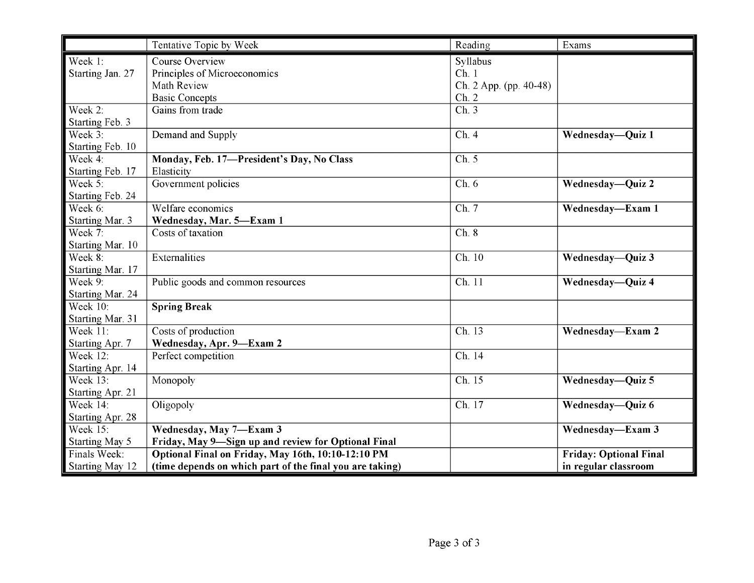| | Tentative Topic by Week | Reading | Exams |
|---|---|---|---|
| Week 1: Starting Jan. 27 | Course Overview<br>Principles of Microeconomics<br>Math Review<br>Basic Concepts | Syllabus<br>Ch. 1<br>Ch. 2 App. (pp. 40-48)<br>Ch. 2 | |
| Week 2: Starting Feb. 3 | Gains from trade | Ch. 3 | |
| Week 3: Starting Feb. 10 | Demand and Supply | Ch. 4 | **Wednesday—Quiz 1** |
| Week 4: Starting Feb. 17 | **Monday, Feb. 17—President's Day, No Class**<br>Elasticity | Ch. 5 | |
| Week 5: Starting Feb. 24 | Government policies | Ch. 6 | **Wednesday—Quiz 2** |
| Week 6: Starting Mar. 3 | Welfare economics<br>**Wednesday, Mar. 5—Exam 1** | Ch. 7 | **Wednesday—Exam 1** |
| Week 7: Starting Mar. 10 | Costs of taxation | Ch. 8 | |
| Week 8: Starting Mar. 17 | Externalities | Ch. 10 | **Wednesday—Quiz 3** |
| Week 9: Starting Mar. 24 | Public goods and common resources | Ch. 11 | **Wednesday—Quiz 4** |
| Week 10: Starting Mar. 31 | **Spring Break** | | |
| Week 11: Starting Apr. 7 | Costs of production<br>**Wednesday, Apr. 9—Exam 2** | Ch. 13 | **Wednesday—Exam 2** |
| Week 12: Starting Apr. 14 | Perfect competition | Ch. 14 | |
| Week 13: Starting Apr. 21 | Monopoly | Ch. 15 | **Wednesday—Quiz 5** |
| Week 14: Starting Apr. 28 | Oligopoly | Ch. 17 | **Wednesday—Quiz 6** |
| Week 15: Starting May 5 | **Wednesday, May 7—Exam 3**<br>**Friday, May 9—Sign up and review for Optional Final** | | **Wednesday—Exam 3** |
| Finals Week: Starting May 12 | **Optional Final on Friday, May 16th, 10:10-12:10 PM (time depends on which part of the final you are taking)** | | **Friday: Optional Final in regular classroom** |